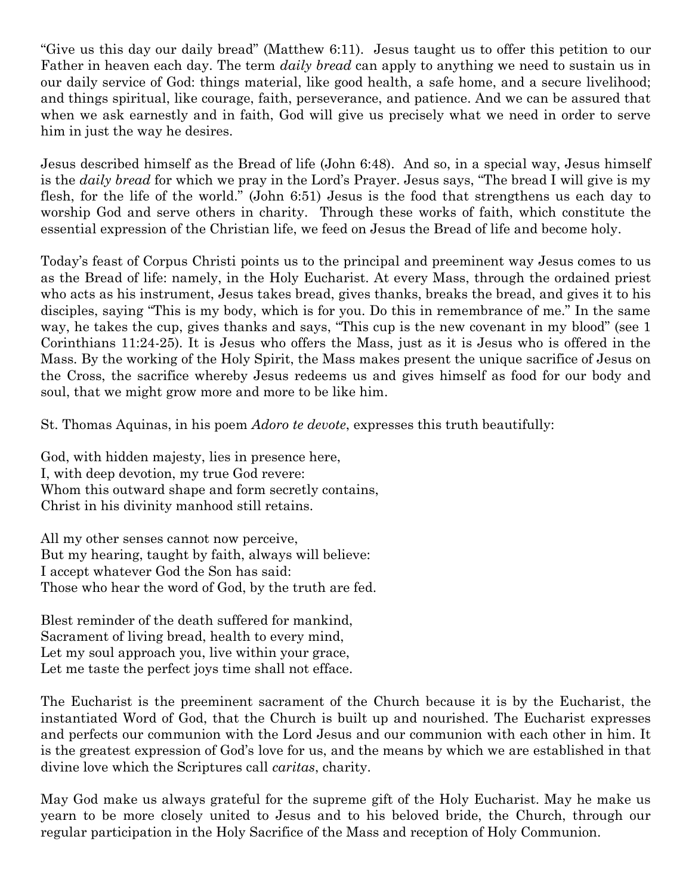"Give us this day our daily bread" (Matthew 6:11). Jesus taught us to offer this petition to our Father in heaven each day. The term *daily bread* can apply to anything we need to sustain us in our daily service of God: things material, like good health, a safe home, and a secure livelihood; and things spiritual, like courage, faith, perseverance, and patience. And we can be assured that when we ask earnestly and in faith, God will give us precisely what we need in order to serve him in just the way he desires.

Jesus described himself as the Bread of life (John 6:48). And so, in a special way, Jesus himself is the *daily bread* for which we pray in the Lord's Prayer. Jesus says, "The bread I will give is my flesh, for the life of the world." (John 6:51) Jesus is the food that strengthens us each day to worship God and serve others in charity. Through these works of faith, which constitute the essential expression of the Christian life, we feed on Jesus the Bread of life and become holy.

Today's feast of Corpus Christi points us to the principal and preeminent way Jesus comes to us as the Bread of life: namely, in the Holy Eucharist. At every Mass, through the ordained priest who acts as his instrument, Jesus takes bread, gives thanks, breaks the bread, and gives it to his disciples, saying "This is my body, which is for you. Do this in remembrance of me." In the same way, he takes the cup, gives thanks and says, "This cup is the new covenant in my blood" (see 1 Corinthians 11:24-25). It is Jesus who offers the Mass, just as it is Jesus who is offered in the Mass. By the working of the Holy Spirit, the Mass makes present the unique sacrifice of Jesus on the Cross, the sacrifice whereby Jesus redeems us and gives himself as food for our body and soul, that we might grow more and more to be like him.

St. Thomas Aquinas, in his poem *Adoro te devote*, expresses this truth beautifully:

God, with hidden majesty, lies in presence here,  
I, with deep devotion, my true God revere:  
Whom this outward shape and form secretly contains,  
Christ in his divinity manhood still retains.

All my other senses cannot now perceive,  
But my hearing, taught by faith, always will believe:  
I accept whatever God the Son has said:  
Those who hear the word of God, by the truth are fed.

Blest reminder of the death suffered for mankind,  
Sacrament of living bread, health to every mind,  
Let my soul approach you, live within your grace,  
Let me taste the perfect joys time shall not efface.

The Eucharist is the preeminent sacrament of the Church because it is by the Eucharist, the instantiated Word of God, that the Church is built up and nourished. The Eucharist expresses and perfects our communion with the Lord Jesus and our communion with each other in him. It is the greatest expression of God's love for us, and the means by which we are established in that divine love which the Scriptures call *caritas*, charity.

May God make us always grateful for the supreme gift of the Holy Eucharist. May he make us yearn to be more closely united to Jesus and to his beloved bride, the Church, through our regular participation in the Holy Sacrifice of the Mass and reception of Holy Communion.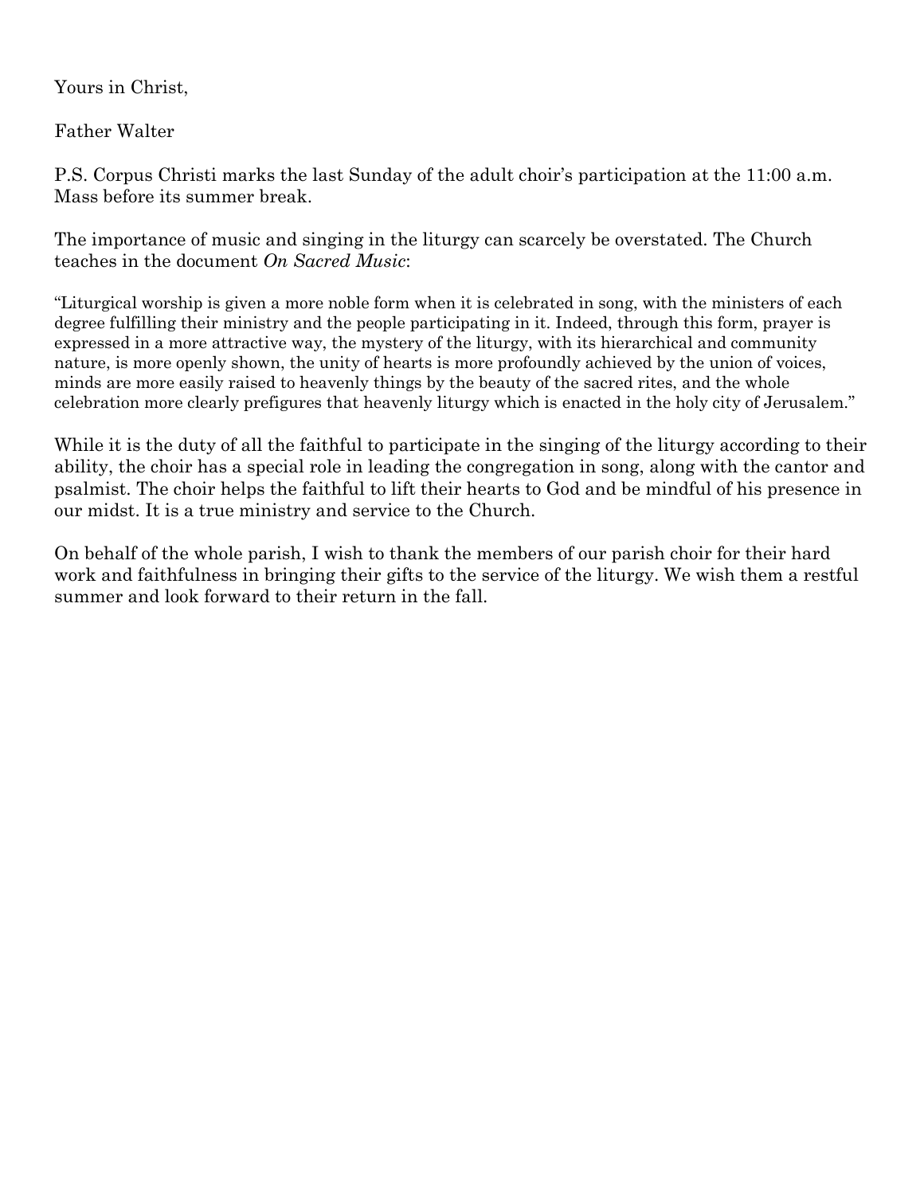Yours in Christ,

Father Walter

P.S. Corpus Christi marks the last Sunday of the adult choir's participation at the 11:00 a.m. Mass before its summer break.

The importance of music and singing in the liturgy can scarcely be overstated. The Church teaches in the document *On Sacred Music*:

"Liturgical worship is given a more noble form when it is celebrated in song, with the ministers of each degree fulfilling their ministry and the people participating in it. Indeed, through this form, prayer is expressed in a more attractive way, the mystery of the liturgy, with its hierarchical and community nature, is more openly shown, the unity of hearts is more profoundly achieved by the union of voices, minds are more easily raised to heavenly things by the beauty of the sacred rites, and the whole celebration more clearly prefigures that heavenly liturgy which is enacted in the holy city of Jerusalem."

While it is the duty of all the faithful to participate in the singing of the liturgy according to their ability, the choir has a special role in leading the congregation in song, along with the cantor and psalmist. The choir helps the faithful to lift their hearts to God and be mindful of his presence in our midst. It is a true ministry and service to the Church.

On behalf of the whole parish, I wish to thank the members of our parish choir for their hard work and faithfulness in bringing their gifts to the service of the liturgy. We wish them a restful summer and look forward to their return in the fall.